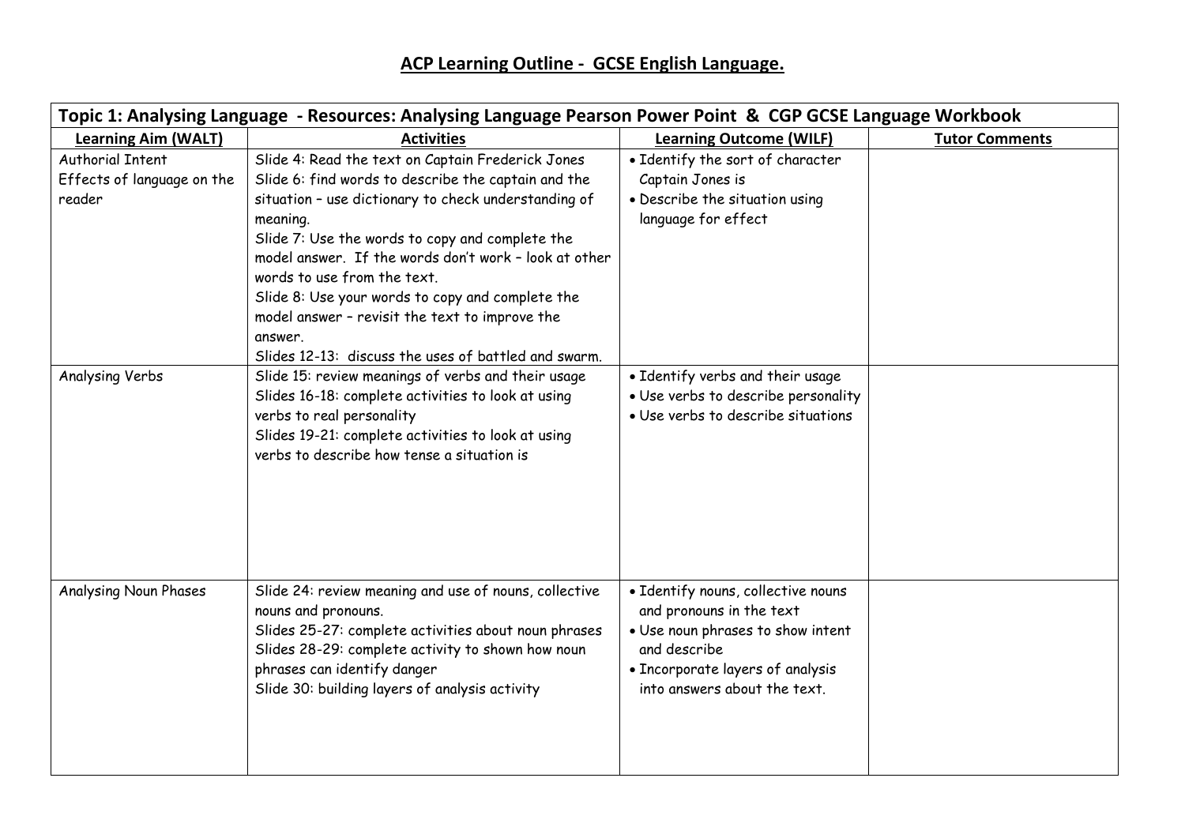# ACP Learning Outline - GCSE English Language.

| Topic 1: Analysing Language - Resources: Analysing Language Pearson Power Point & CGP GCSE Language Workbook | | | |
|---|---|---|---|
| **Learning Aim (WALT)** | **Activities** | **Learning Outcome (WILF)** | **Tutor Comments** |
| Authorial Intent<br>Effects of language on the reader | Slide 4: Read the text on Captain Frederick Jones<br>Slide 6: find words to describe the captain and the situation – use dictionary to check understanding of meaning.<br>Slide 7: Use the words to copy and complete the model answer. If the words don't work – look at other words to use from the text.<br>Slide 8: Use your words to copy and complete the model answer – revisit the text to improve the answer.<br>Slides 12-13: discuss the uses of battled and swarm. | • Identify the sort of character Captain Jones is<br>• Describe the situation using language for effect | |
| Analysing Verbs | Slide 15: review meanings of verbs and their usage<br>Slides 16-18: complete activities to look at using verbs to real personality<br>Slides 19-21: complete activities to look at using verbs to describe how tense a situation is | • Identify verbs and their usage<br>• Use verbs to describe personality<br>• Use verbs to describe situations | |
| Analysing Noun Phases | Slide 24: review meaning and use of nouns, collective nouns and pronouns.<br>Slides 25-27: complete activities about noun phrases<br>Slides 28-29: complete activity to shown how noun phrases can identify danger<br>Slide 30: building layers of analysis activity | • Identify nouns, collective nouns and pronouns in the text<br>• Use noun phrases to show intent and describe<br>• Incorporate layers of analysis into answers about the text. | |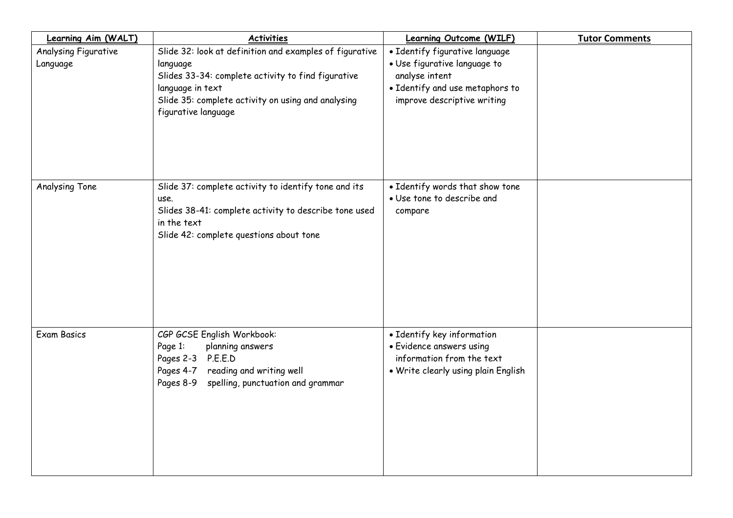| Learning Aim (WALT) | Activities | Learning Outcome (WILF) | Tutor Comments |
|---|---|---|---|
| Analysing Figurative Language | Slide 32: look at definition and examples of figurative language<br>Slides 33-34: complete activity to find figurative language in text<br>Slide 35: complete activity on using and analysing figurative language | • Identify figurative language<br>• Use figurative language to analyse intent<br>• Identify and use metaphors to improve descriptive writing | |
| Analysing Tone | Slide 37: complete activity to identify tone and its use.<br>Slides 38-41: complete activity to describe tone used in the text<br>Slide 42: complete questions about tone | • Identify words that show tone<br>• Use tone to describe and compare | |
| Exam Basics | CGP GCSE English Workbook:<br>Page 1: planning answers<br>Pages 2-3 P.E.E.D<br>Pages 4-7 reading and writing well<br>Pages 8-9 spelling, punctuation and grammar | • Identify key information<br>• Evidence answers using information from the text<br>• Write clearly using plain English | |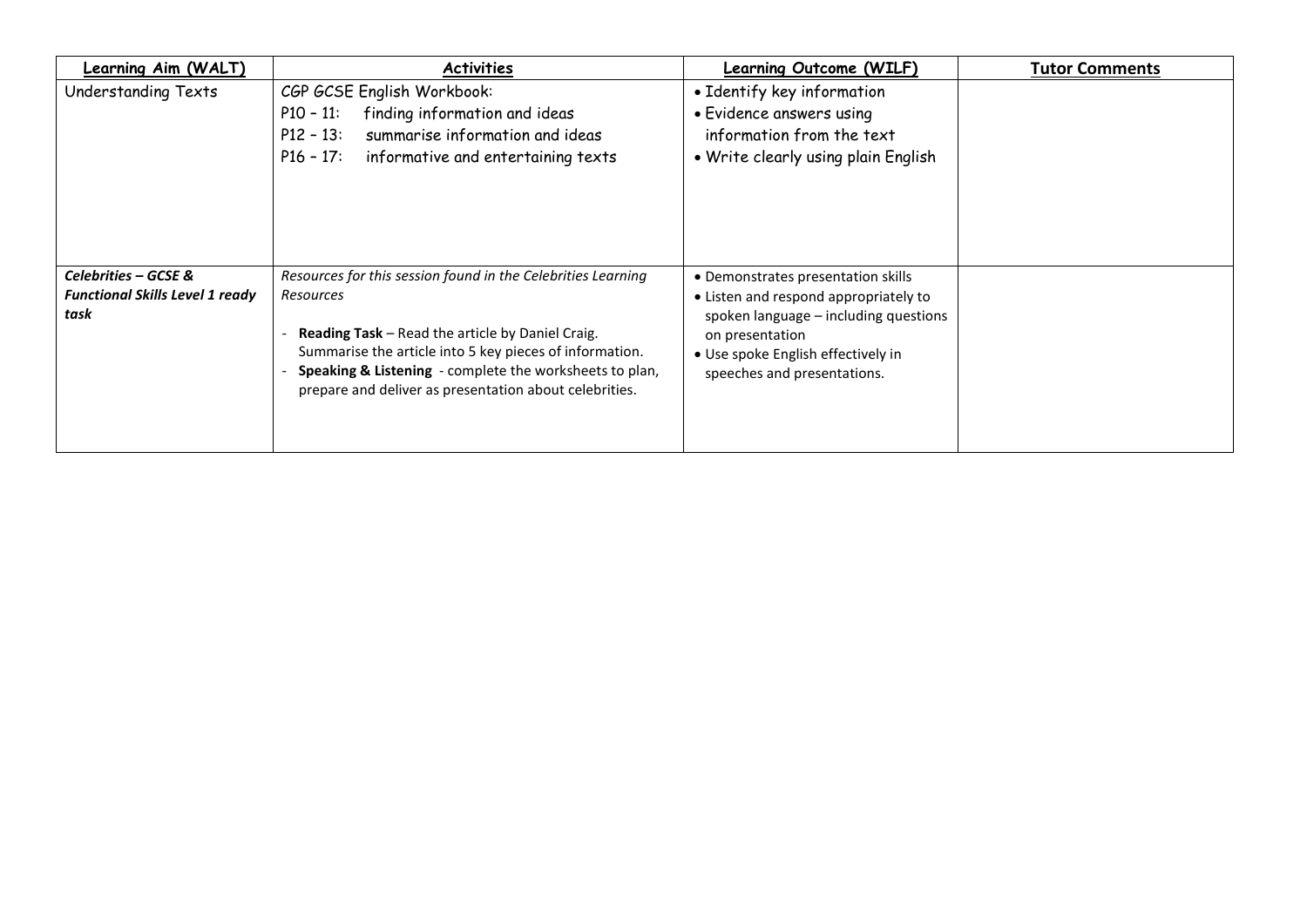| Learning Aim (WALT) | Activities | Learning Outcome (WILF) | Tutor Comments |
|---|---|---|---|
| Understanding Texts | CGP GCSE English Workbook:<br>P10 – 11: finding information and ideas<br>P12 – 13: summarise information and ideas<br>P16 – 17: informative and entertaining texts | • Identify key information<br>• Evidence answers using information from the text<br>• Write clearly using plain English | |
| ***Celebrities – GCSE & Functional Skills Level 1 ready task*** | *Resources for this session found in the Celebrities Learning Resources*<br>- **Reading Task** – Read the article by Daniel Craig. Summarise the article into 5 key pieces of information.<br>- **Speaking & Listening** - complete the worksheets to plan, prepare and deliver as presentation about celebrities. | • Demonstrates presentation skills<br>• Listen and respond appropriately to spoken language – including questions on presentation<br>• Use spoke English effectively in speeches and presentations. | |